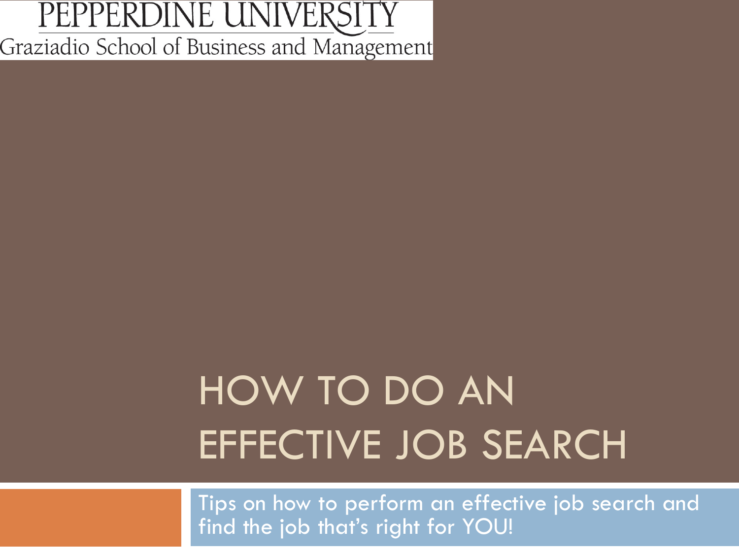PEPPERDINE UNIVERSITY
Graziadio School of Business and Management

# HOW TO DO AN EFFECTIVE JOB SEARCH

Tips on how to perform an effective job search and find the job that's right for YOU!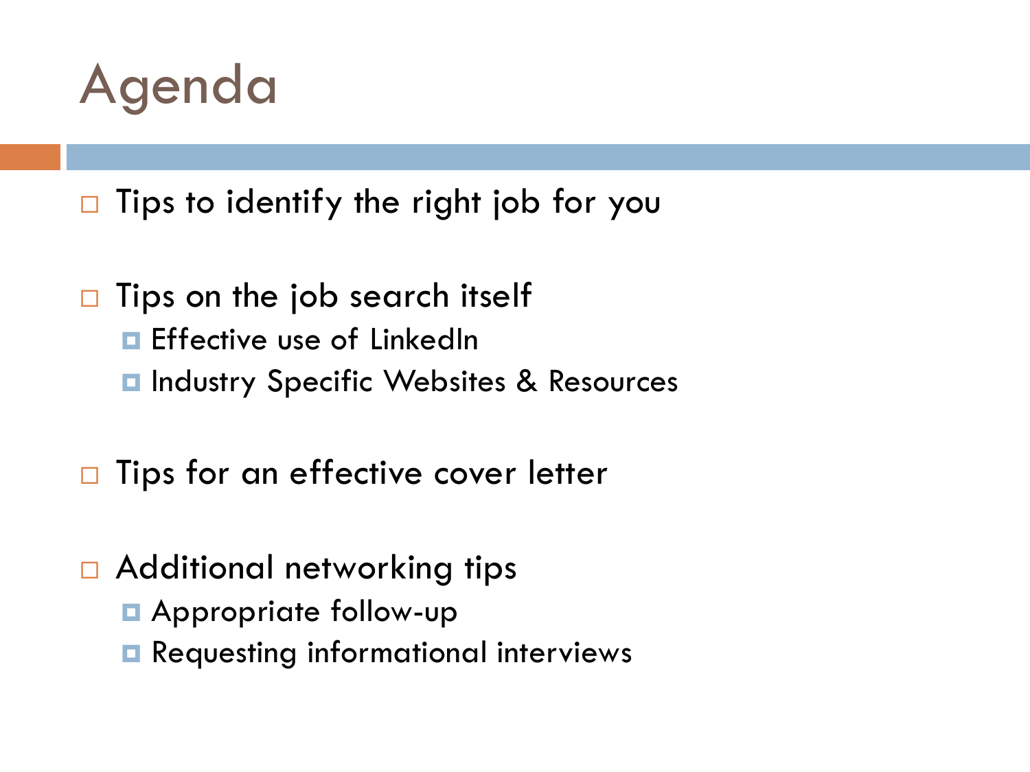# Agenda

- Tips to identify the right job for you
- Tips on the job search itself
  - Effective use of LinkedIn
  - Industry Specific Websites & Resources
- Tips for an effective cover letter
- Additional networking tips
  - Appropriate follow-up
  - Requesting informational interviews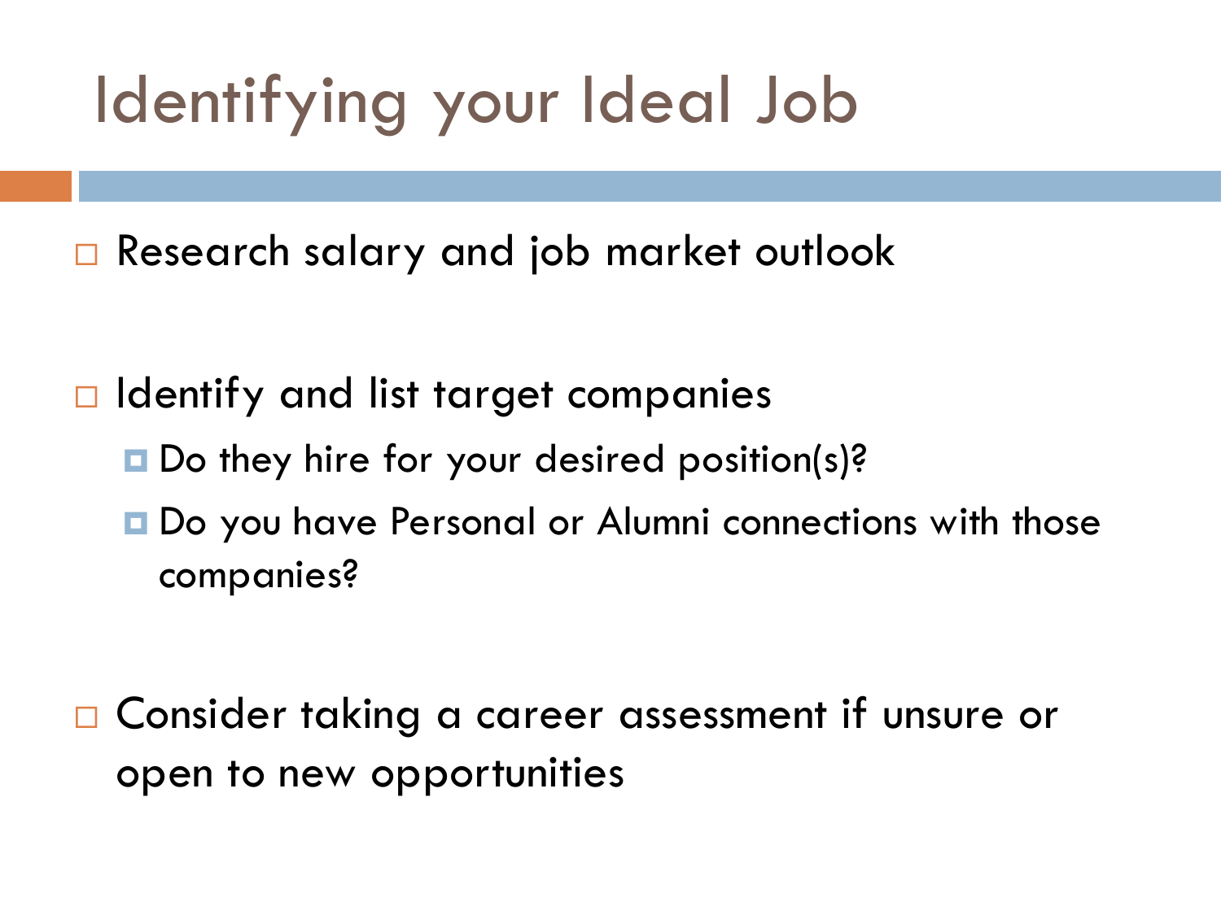# Identifying your Ideal Job

- Research salary and job market outlook

- Identify and list target companies
  - Do they hire for your desired position(s)?
  - Do you have Personal or Alumni connections with those companies?

- Consider taking a career assessment if unsure or open to new opportunities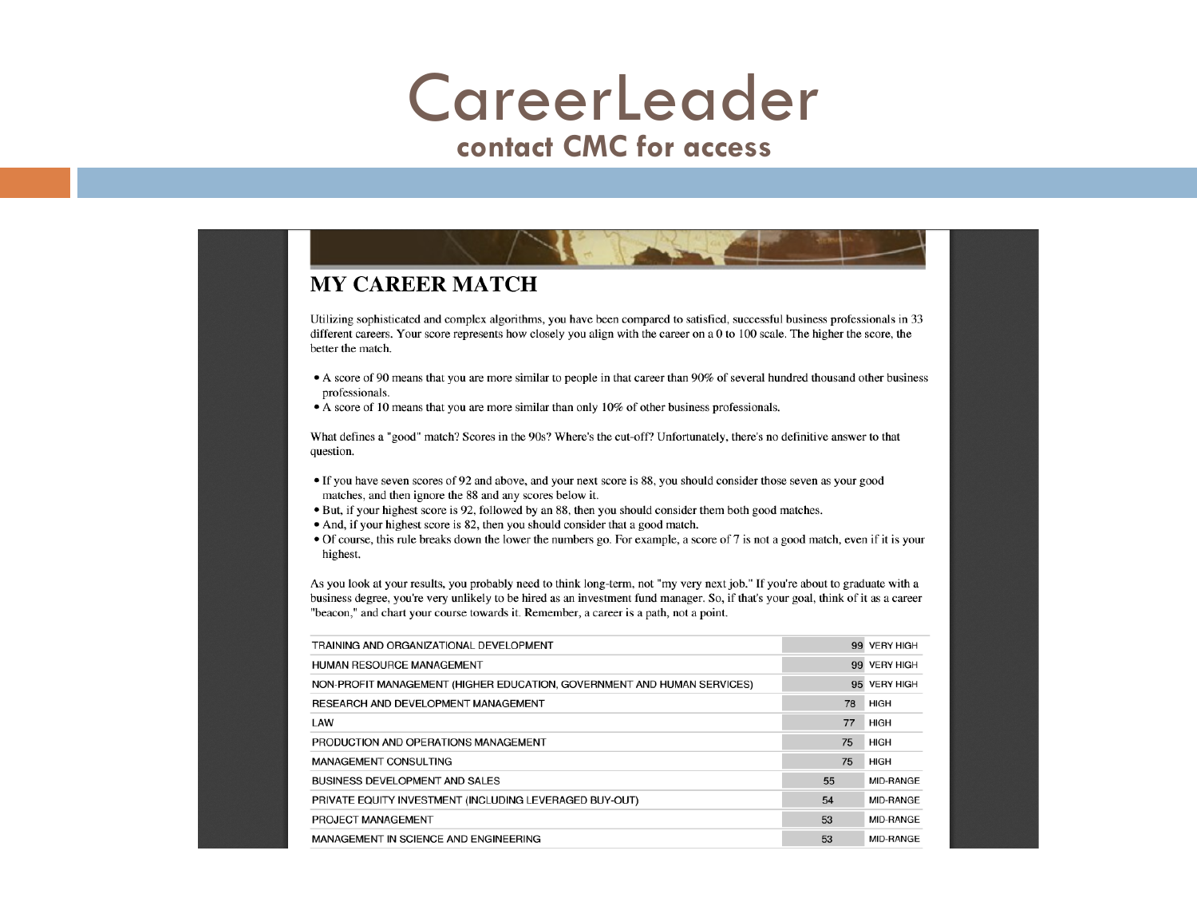# CareerLeader

**contact CMC for access**

## MY CAREER MATCH

Utilizing sophisticated and complex algorithms, you have been compared to satisfied, successful business professionals in 33 different careers. Your score represents how closely you align with the career on a 0 to 100 scale. The higher the score, the better the match.

- A score of 90 means that you are more similar to people in that career than 90% of several hundred thousand other business professionals.
- A score of 10 means that you are more similar than only 10% of other business professionals.

What defines a "good" match? Scores in the 90s? Where's the cut-off? Unfortunately, there's no definitive answer to that question.

- If you have seven scores of 92 and above, and your next score is 88, you should consider those seven as your good matches, and then ignore the 88 and any scores below it.
- But, if your highest score is 92, followed by an 88, then you should consider them both good matches.
- And, if your highest score is 82, then you should consider that a good match.
- Of course, this rule breaks down the lower the numbers go. For example, a score of 7 is not a good match, even if it is your highest.

As you look at your results, you probably need to think long-term, not "my very next job." If you're about to graduate with a business degree, you're very unlikely to be hired as an investment fund manager. So, if that's your goal, think of it as a career "beacon," and chart your course towards it. Remember, a career is a path, not a point.

| Career | Score | Rating |
|---|---|---|
| TRAINING AND ORGANIZATIONAL DEVELOPMENT | 99 | VERY HIGH |
| HUMAN RESOURCE MANAGEMENT | 99 | VERY HIGH |
| NON-PROFIT MANAGEMENT (HIGHER EDUCATION, GOVERNMENT AND HUMAN SERVICES) | 95 | VERY HIGH |
| RESEARCH AND DEVELOPMENT MANAGEMENT | 78 | HIGH |
| LAW | 77 | HIGH |
| PRODUCTION AND OPERATIONS MANAGEMENT | 75 | HIGH |
| MANAGEMENT CONSULTING | 75 | HIGH |
| BUSINESS DEVELOPMENT AND SALES | 55 | MID-RANGE |
| PRIVATE EQUITY INVESTMENT (INCLUDING LEVERAGED BUY-OUT) | 54 | MID-RANGE |
| PROJECT MANAGEMENT | 53 | MID-RANGE |
| MANAGEMENT IN SCIENCE AND ENGINEERING | 53 | MID-RANGE |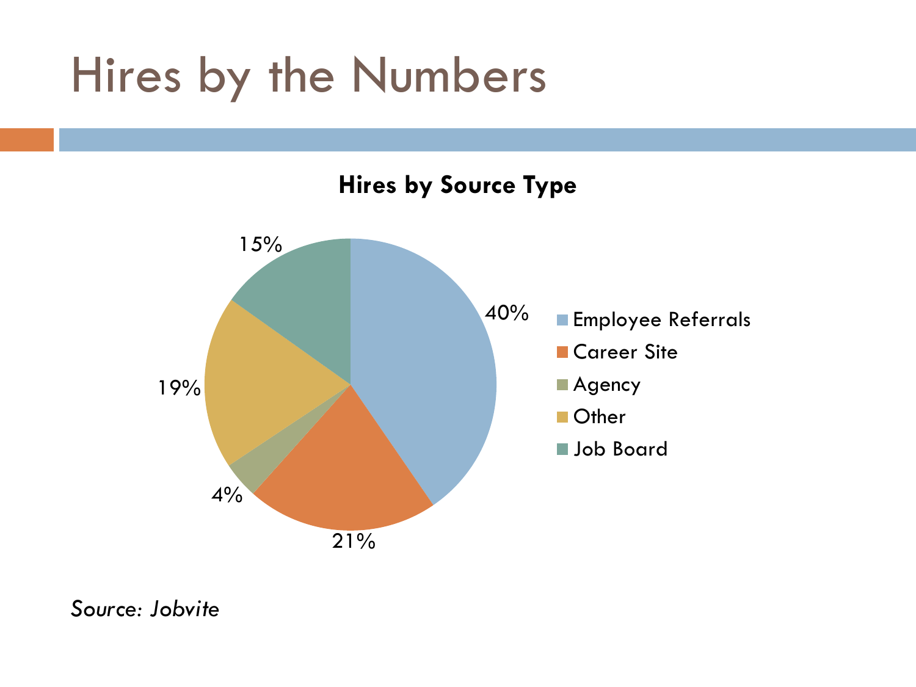# Hires by the Numbers

**Hires by Source Type**

| Source Type | Percentage |
|---|---|
| Employee Referrals | 40% |
| Career Site | 21% |
| Agency | 4% |
| Other | 19% |
| Job Board | 15% |

*Source: Jobvite*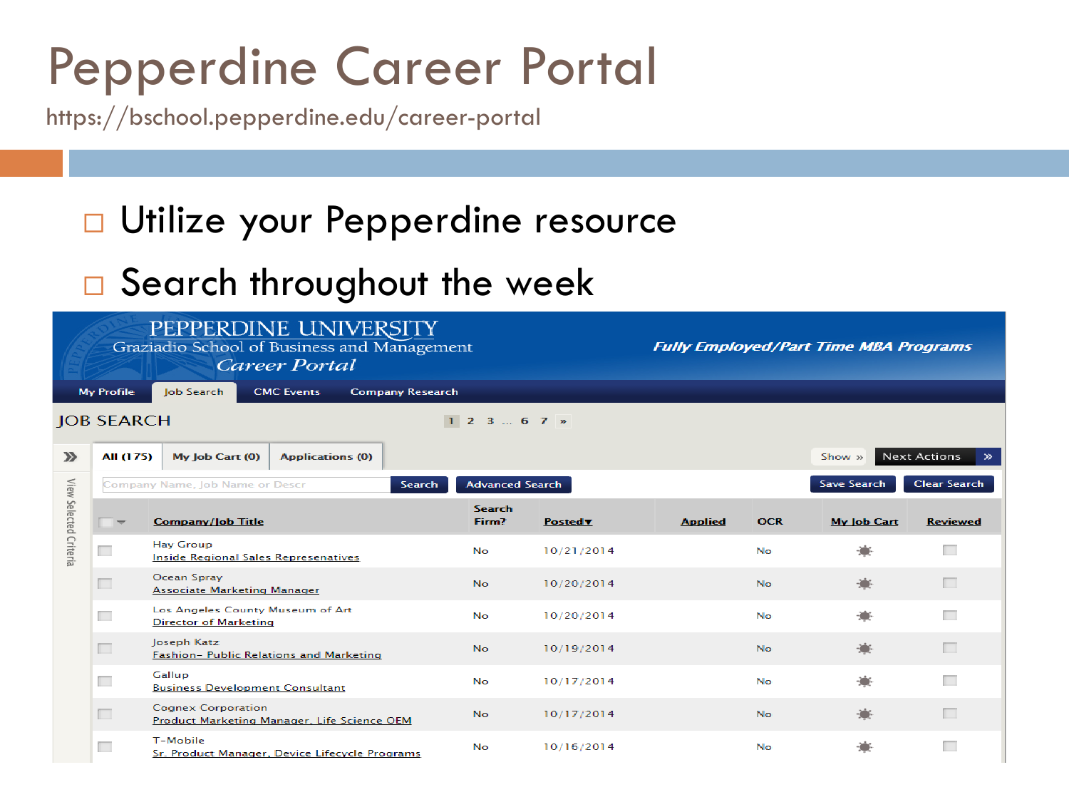# Pepperdine Career Portal

https://bschool.pepperdine.edu/career-portal

- Utilize your Pepperdine resource
- Search throughout the week

PEPPERDINE UNIVERSITY
Graziadio School of Business and Management
*Career Portal*

*Fully Employed/Part Time MBA Programs*

My Profile | Job Search | CMC Events | Company Research

JOB SEARCH

1 2 3 ... 6 7 »

All (175) | My Job Cart (0) | Applications (0)

Show » | Next Actions »

Company Name, Job Name or Descr | Search | Advanced Search | Save Search | Clear Search

| Company/Job Title | Search Firm? | Posted | Applied | OCR | My Job Cart | Reviewed |
| --- | --- | --- | --- | --- | --- | --- |
| Hay Group<br>Inside Regional Sales Represenatives | No | 10/21/2014 | | No | | |
| Ocean Spray<br>Associate Marketing Manager | No | 10/20/2014 | | No | | |
| Los Angeles County Museum of Art<br>Director of Marketing | No | 10/20/2014 | | No | | |
| Joseph Katz<br>Fashion– Public Relations and Marketing | No | 10/19/2014 | | No | | |
| Gallup<br>Business Development Consultant | No | 10/17/2014 | | No | | |
| Cognex Corporation<br>Product Marketing Manager, Life Science OEM | No | 10/17/2014 | | No | | |
| T-Mobile<br>Sr. Product Manager, Device Lifecycle Programs | No | 10/16/2014 | | No | | |

View Selected Criteria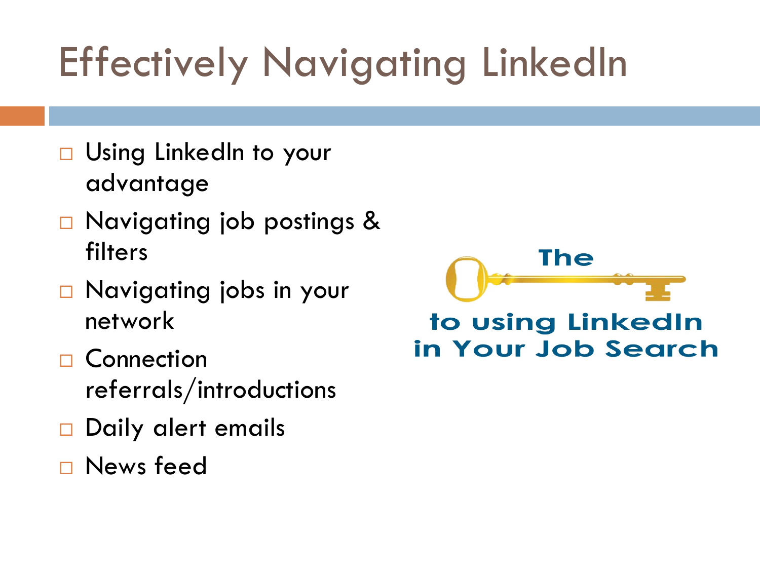# Effectively Navigating LinkedIn

- Using LinkedIn to your advantage
- Navigating job postings & filters
- Navigating jobs in your network
- Connection referrals/introductions
- Daily alert emails
- News feed

The to using LinkedIn in Your Job Search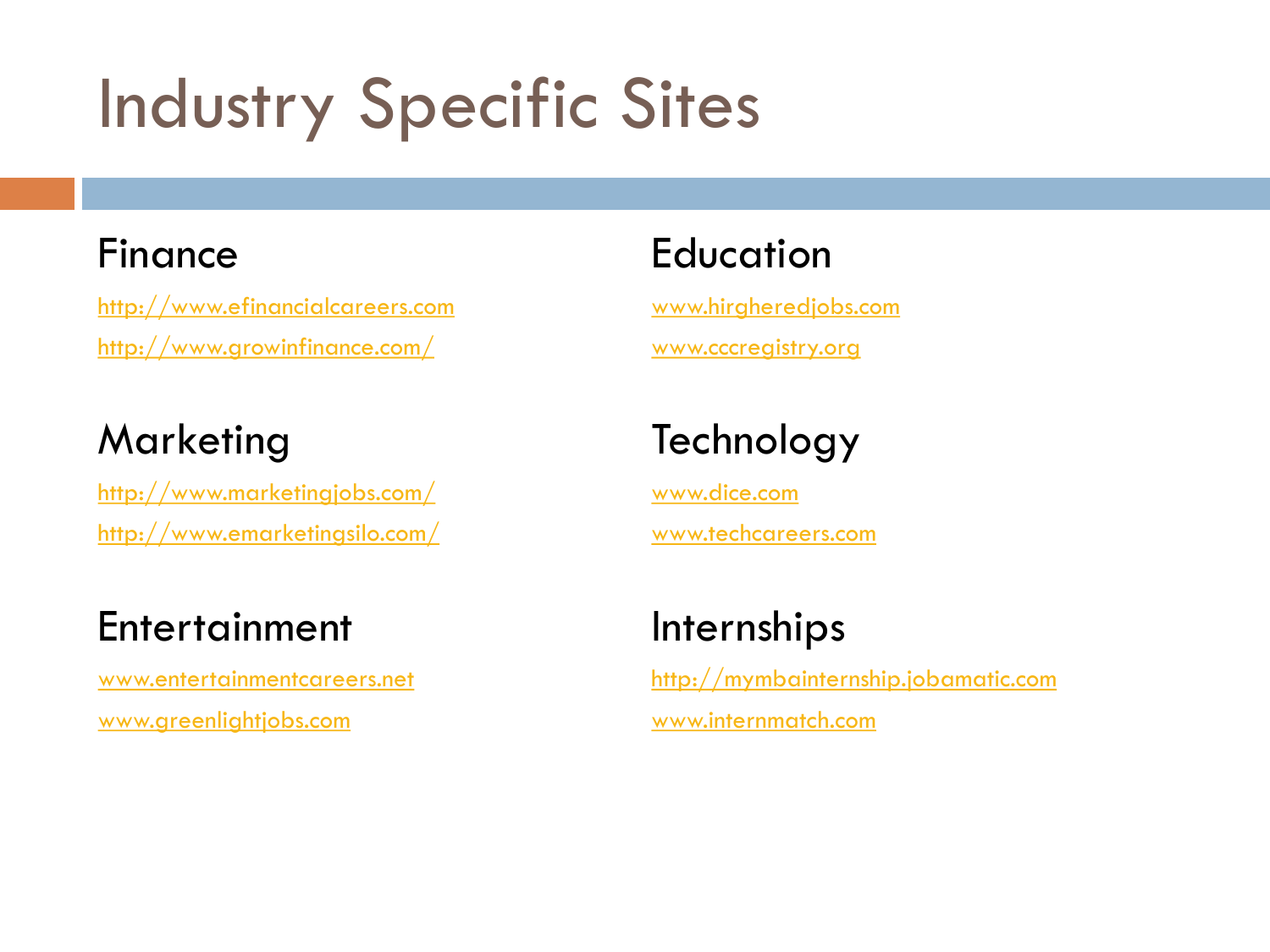# Industry Specific Sites

## Finance

http://www.efinancialcareers.com

http://www.growinfinance.com/

## Marketing

http://www.marketingjobs.com/

http://www.emarketingsilo.com/

## Entertainment

www.entertainmentcareers.net

www.greenlightjobs.com

## Education

www.hirgheredjobs.com

www.cccregistry.org

## Technology

www.dice.com

www.techcareers.com

## Internships

http://mymbainternship.jobamatic.com

www.internmatch.com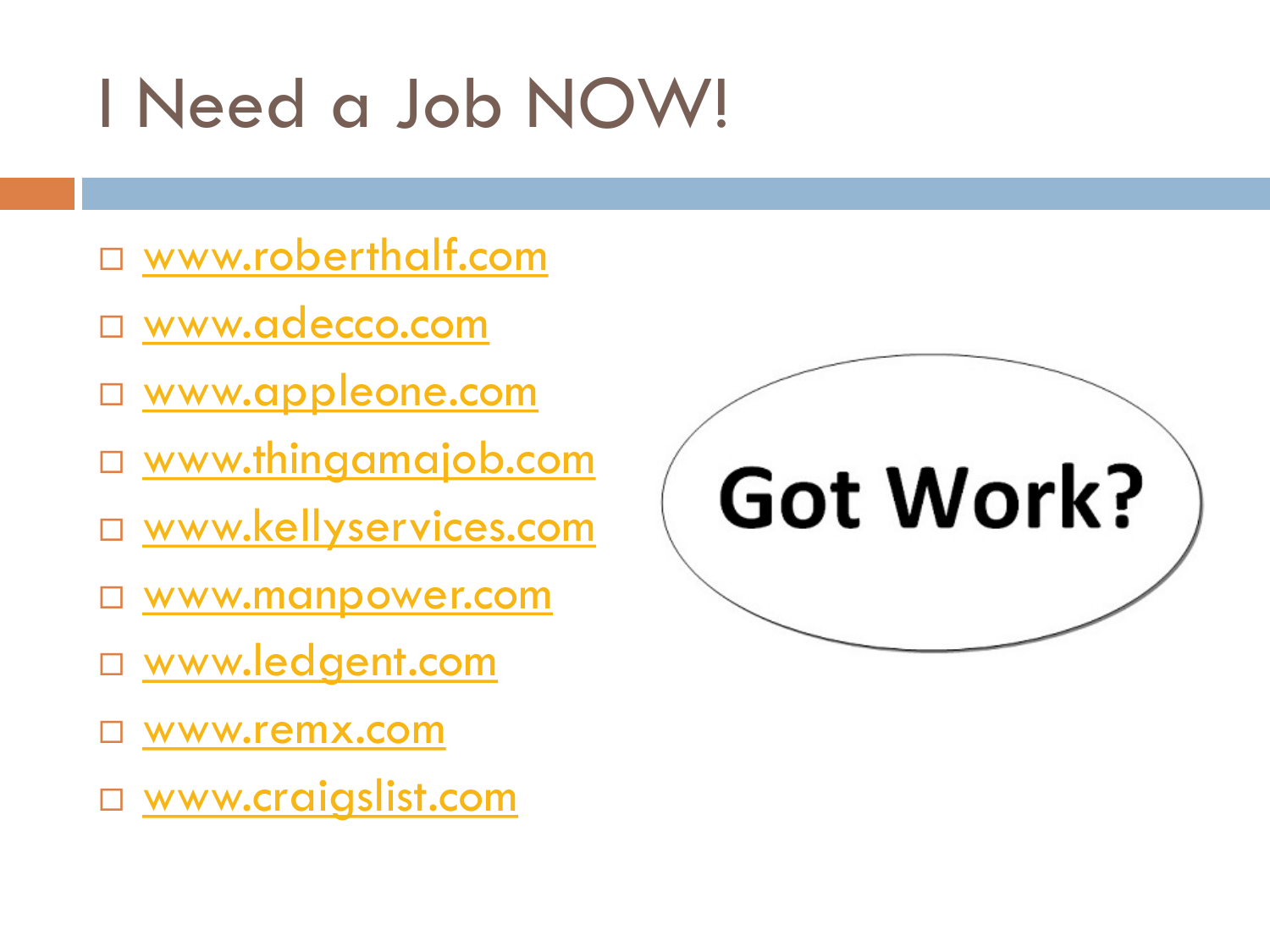# I Need a Job NOW!

- www.roberthalf.com
- www.adecco.com
- www.appleone.com
- www.thingamajob.com
- www.kellyservices.com
- www.manpower.com
- www.ledgent.com
- www.remx.com
- www.craigslist.com

Got Work?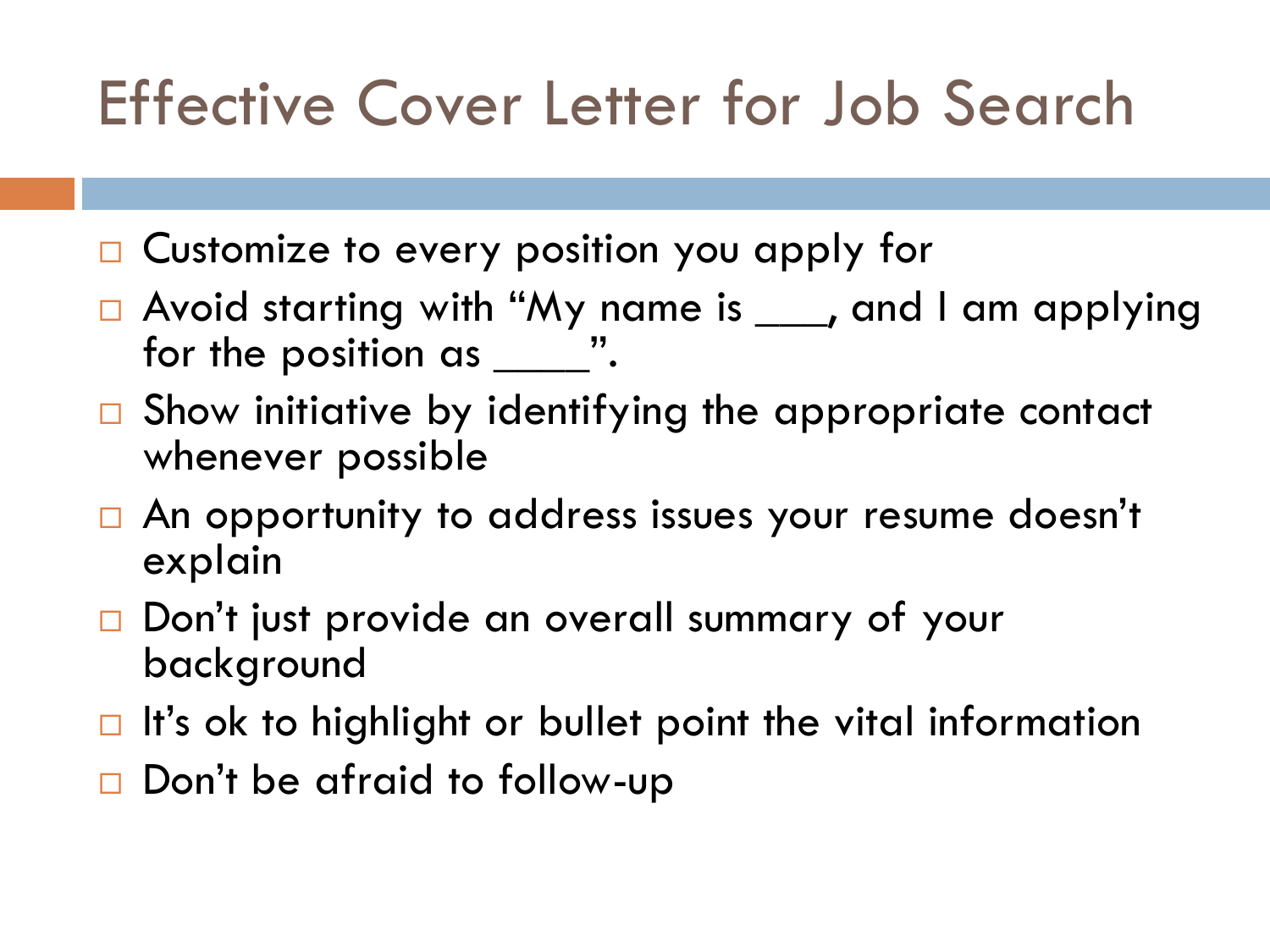# Effective Cover Letter for Job Search

- Customize to every position you apply for
- Avoid starting with "My name is ___, and I am applying for the position as ____".
- Show initiative by identifying the appropriate contact whenever possible
- An opportunity to address issues your resume doesn't explain
- Don't just provide an overall summary of your background
- It's ok to highlight or bullet point the vital information
- Don't be afraid to follow-up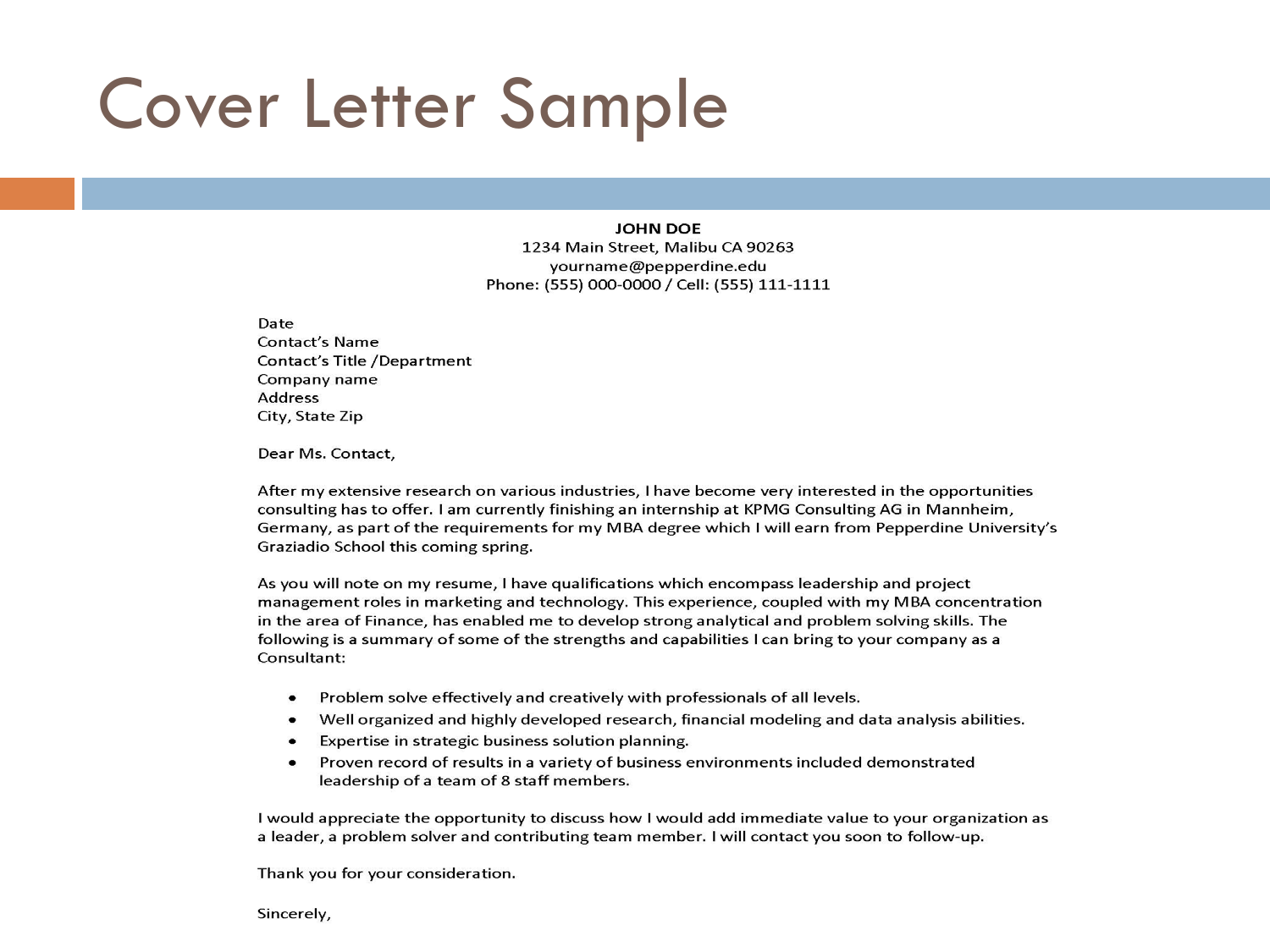# Cover Letter Sample

**JOHN DOE**
1234 Main Street, Malibu CA 90263
yourname@pepperdine.edu
Phone: (555) 000-0000 / Cell: (555) 111-1111

Date
Contact's Name
Contact's Title /Department
Company name
Address
City, State Zip

Dear Ms. Contact,

After my extensive research on various industries, I have become very interested in the opportunities consulting has to offer. I am currently finishing an internship at KPMG Consulting AG in Mannheim, Germany, as part of the requirements for my MBA degree which I will earn from Pepperdine University's Graziadio School this coming spring.

As you will note on my resume, I have qualifications which encompass leadership and project management roles in marketing and technology. This experience, coupled with my MBA concentration in the area of Finance, has enabled me to develop strong analytical and problem solving skills. The following is a summary of some of the strengths and capabilities I can bring to your company as a Consultant:

- Problem solve effectively and creatively with professionals of all levels.
- Well organized and highly developed research, financial modeling and data analysis abilities.
- Expertise in strategic business solution planning.
- Proven record of results in a variety of business environments included demonstrated leadership of a team of 8 staff members.

I would appreciate the opportunity to discuss how I would add immediate value to your organization as a leader, a problem solver and contributing team member. I will contact you soon to follow-up.

Thank you for your consideration.

Sincerely,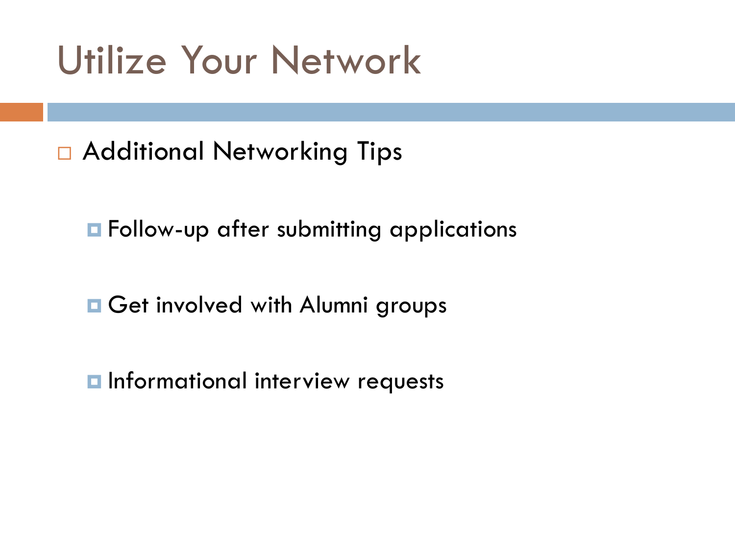# Utilize Your Network

- Additional Networking Tips
  - Follow-up after submitting applications
  - Get involved with Alumni groups
  - Informational interview requests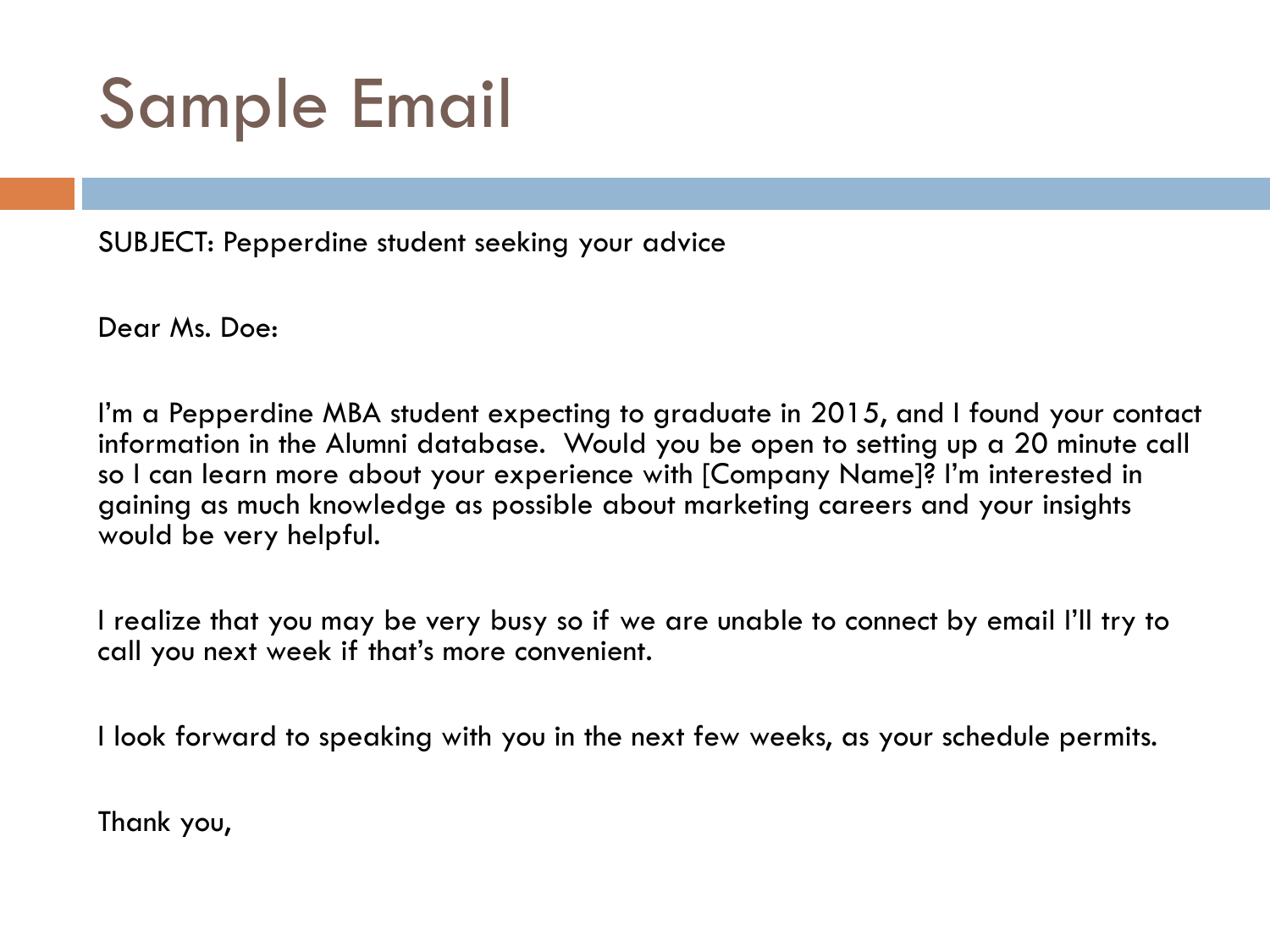# Sample Email

SUBJECT: Pepperdine student seeking your advice

Dear Ms. Doe:

I'm a Pepperdine MBA student expecting to graduate in 2015, and I found your contact information in the Alumni database. Would you be open to setting up a 20 minute call so I can learn more about your experience with [Company Name]? I'm interested in gaining as much knowledge as possible about marketing careers and your insights would be very helpful.

I realize that you may be very busy so if we are unable to connect by email I'll try to call you next week if that's more convenient.

I look forward to speaking with you in the next few weeks, as your schedule permits.

Thank you,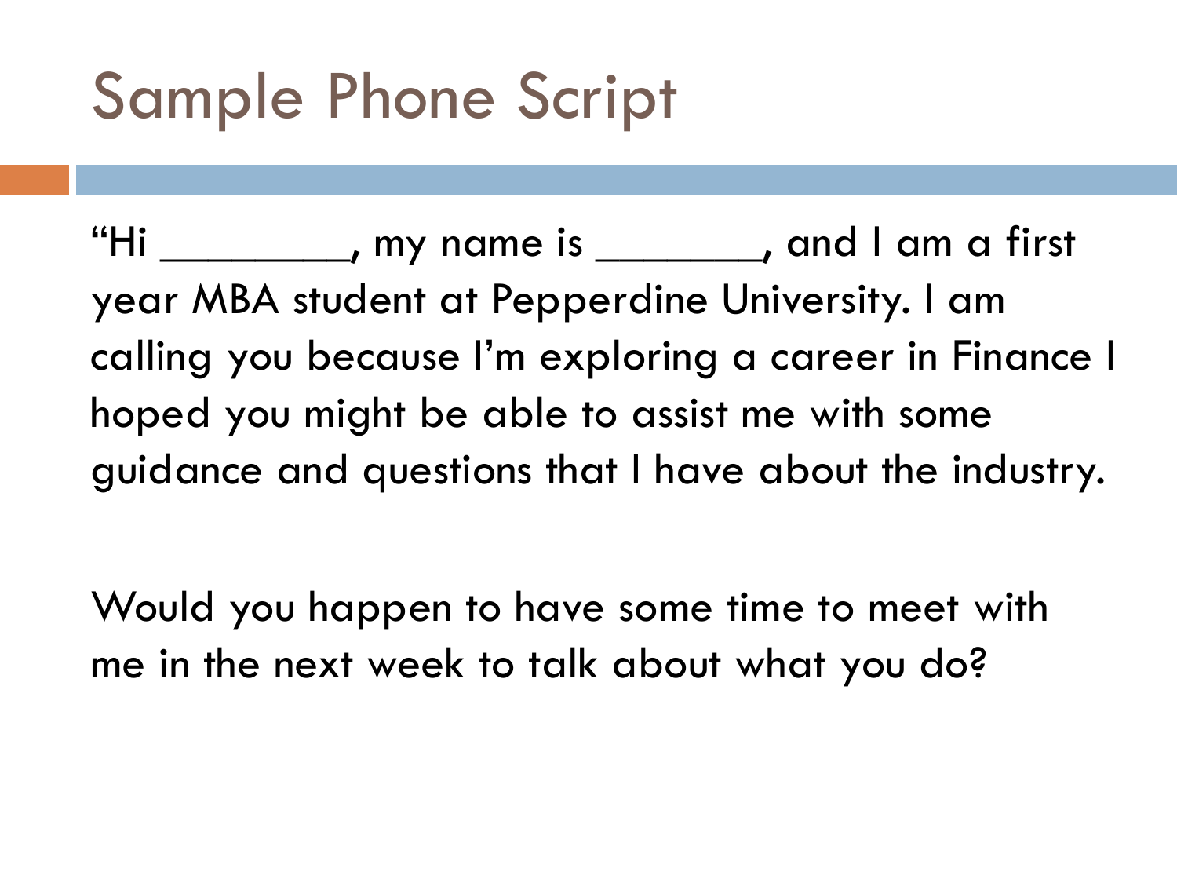# Sample Phone Script

"Hi ________, my name is _______, and I am a first year MBA student at Pepperdine University. I am calling you because I'm exploring a career in Finance I hoped you might be able to assist me with some guidance and questions that I have about the industry.

Would you happen to have some time to meet with me in the next week to talk about what you do?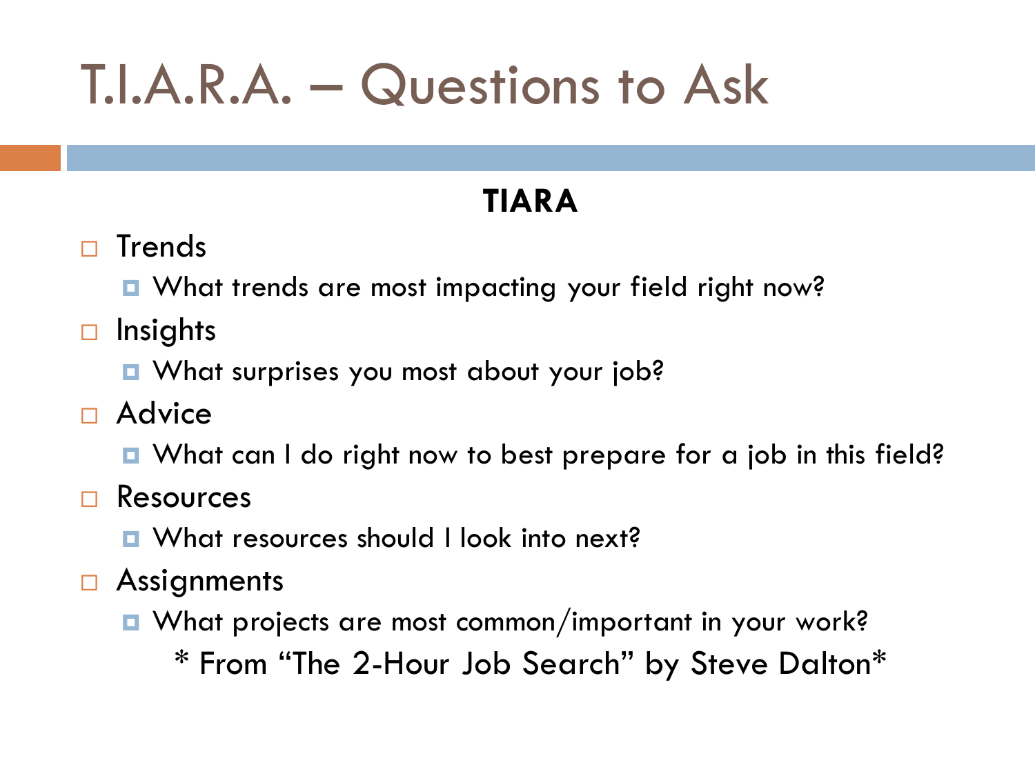# T.I.A.R.A. – Questions to Ask

**TIARA**

- Trends
  - What trends are most impacting your field right now?
- Insights
  - What surprises you most about your job?
- Advice
  - What can I do right now to best prepare for a job in this field?
- Resources
  - What resources should I look into next?
- Assignments
  - What projects are most common/important in your work?

* From "The 2-Hour Job Search" by Steve Dalton*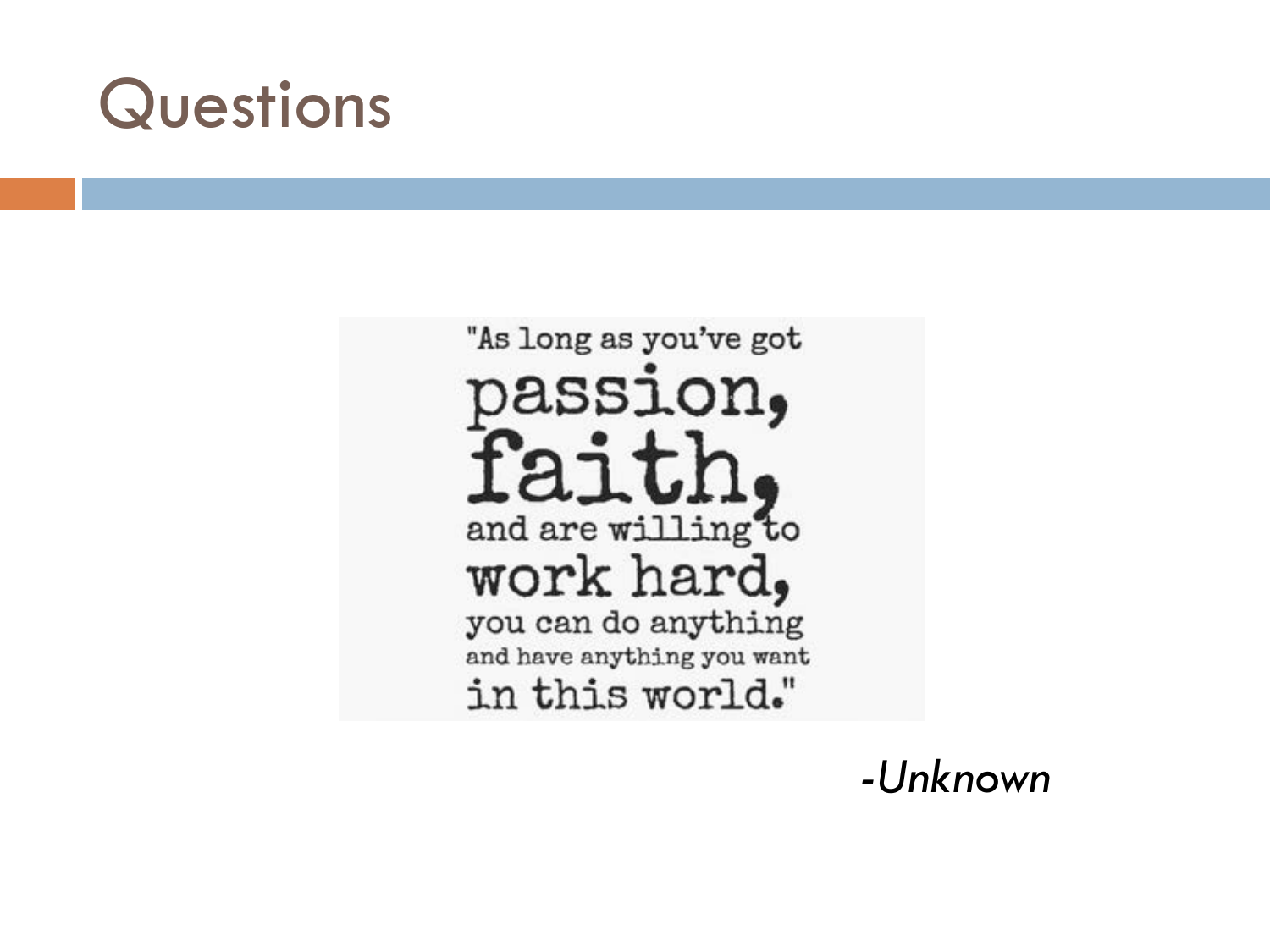# Questions

"As long as you've got passion, faith, and are willing to work hard, you can do anything and have anything you want in this world."

*-Unknown*